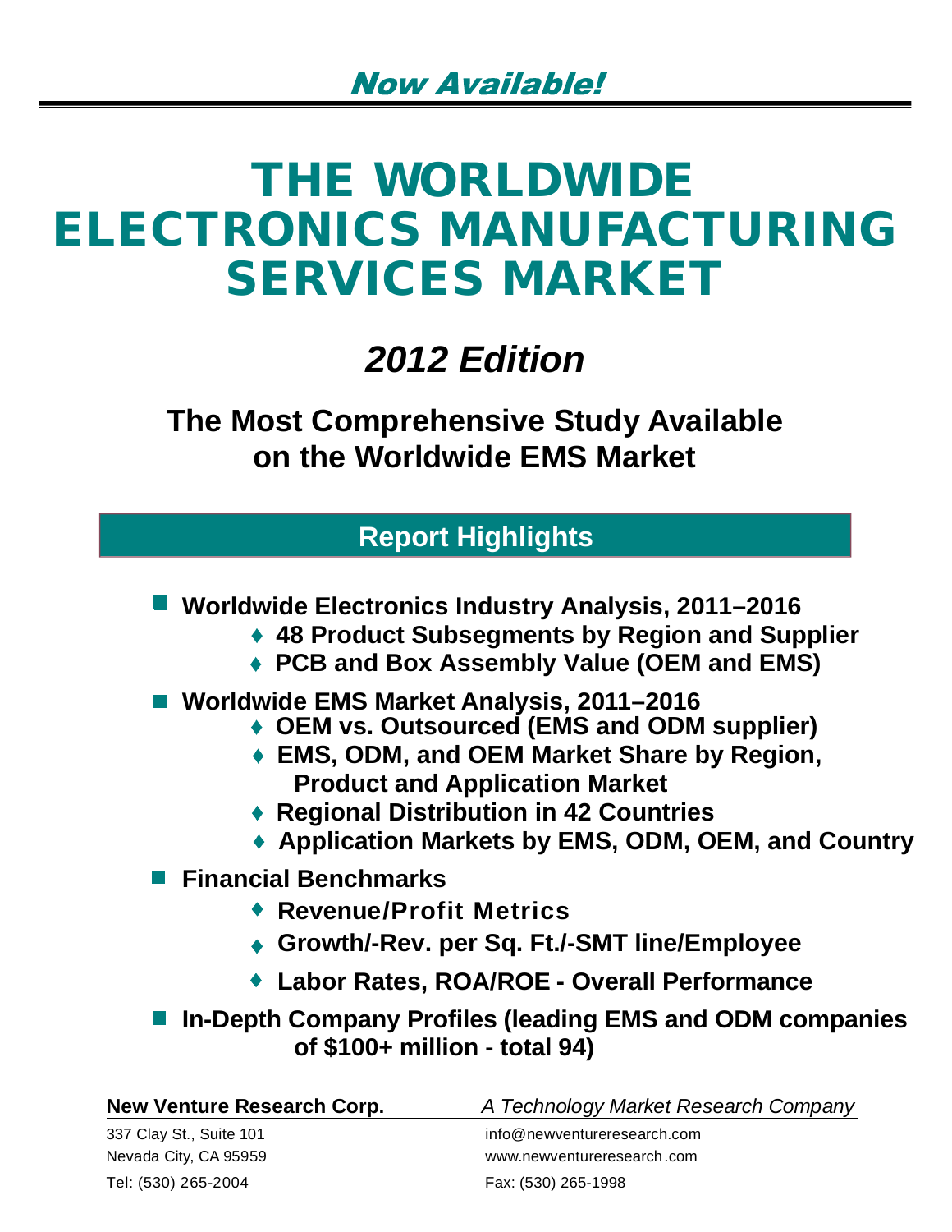*Now Available!*

# THE WORLDWIDE ELECTRONICS MANUFACTURING SERVICES MARKET

## *2012 Edition*

**The Most Comprehensive Study Available on the Worldwide EMS Market**

## Report Highlights

- **Worldwide Electronics Industry Analysis, 2011–2016**
  - **48 Product Subsegments by Region and Supplier**
  - **PCB and Box Assembly Value (OEM and EMS)**
- **Worldwide EMS Market Analysis, 2011–2016**
  - **OEM vs. Outsourced (EMS and ODM supplier)**
  - **EMS, ODM, and OEM Market Share by Region, Product and Application Market**
  - **Regional Distribution in 42 Countries**
  - **Application Markets by EMS, ODM, OEM, and Country**
- **Financial Benchmarks**
  - **Revenue/Profit Metrics**
  - **Growth/-Rev. per Sq. Ft./-SMT line/Employee**
  - **Labor Rates, ROA/ROE - Overall Performance**
- **In-Depth Company Profiles (leading EMS and ODM companies of $100+ million - total 94)**

**New Venture Research Corp.** *A Technology Market Research Company*

337 Clay St., Suite 101
Nevada City, CA 95959
Tel: (530) 265-2004

info@newventureresearch.com
www.newventureresearch.com
Fax: (530) 265-1998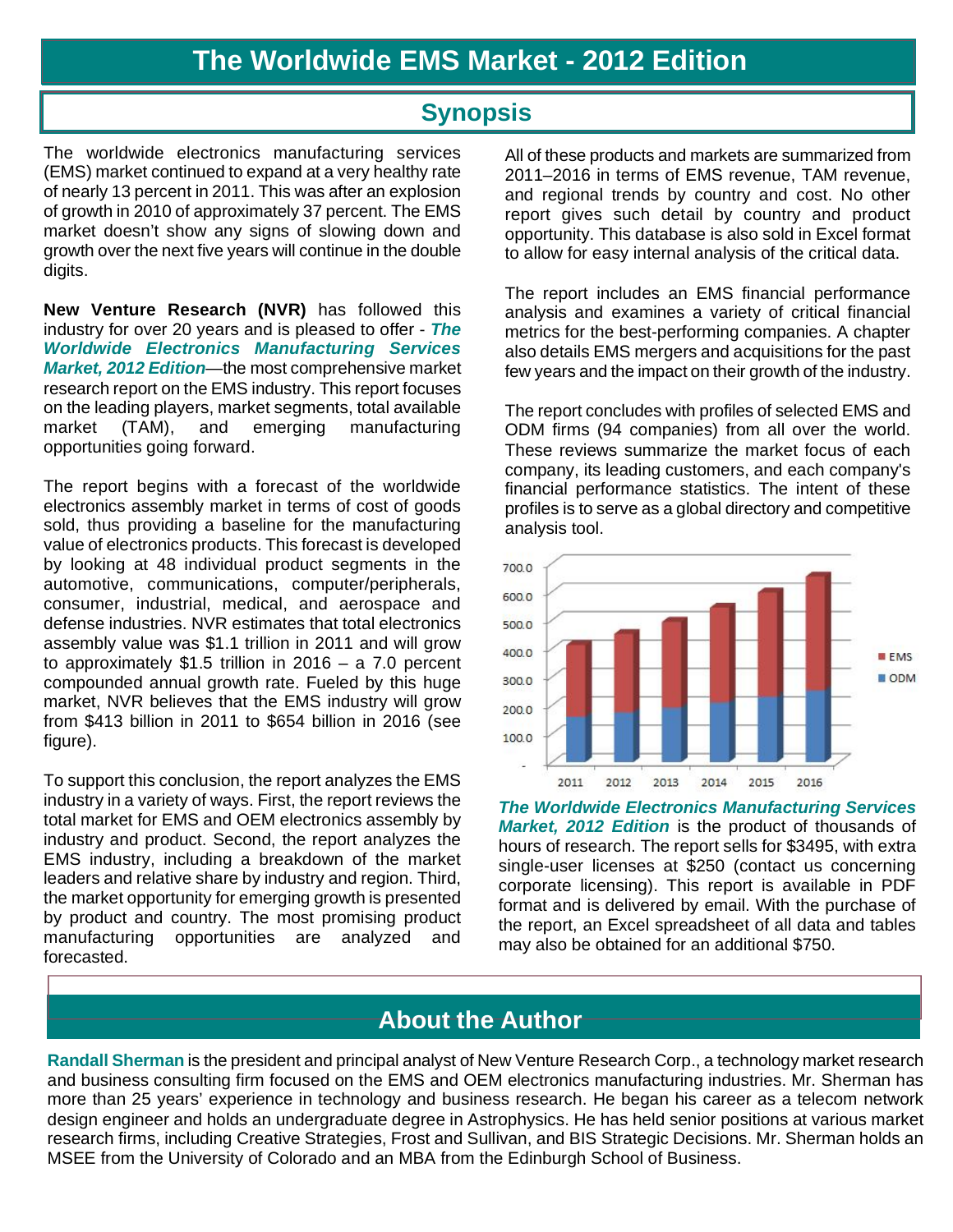# The Worldwide EMS Market - 2012 Edition

## Synopsis

The worldwide electronics manufacturing services (EMS) market continued to expand at a very healthy rate of nearly 13 percent in 2011. This was after an explosion of growth in 2010 of approximately 37 percent. The EMS market doesn't show any signs of slowing down and growth over the next five years will continue in the double digits.

**New Venture Research (NVR)** has followed this industry for over 20 years and is pleased to offer - ***The Worldwide Electronics Manufacturing Services Market, 2012 Edition***—the most comprehensive market research report on the EMS industry. This report focuses on the leading players, market segments, total available market (TAM), and emerging manufacturing opportunities going forward.

The report begins with a forecast of the worldwide electronics assembly market in terms of cost of goods sold, thus providing a baseline for the manufacturing value of electronics products. This forecast is developed by looking at 48 individual product segments in the automotive, communications, computer/peripherals, consumer, industrial, medical, and aerospace and defense industries. NVR estimates that total electronics assembly value was $1.1 trillion in 2011 and will grow to approximately $1.5 trillion in 2016 – a 7.0 percent compounded annual growth rate. Fueled by this huge market, NVR believes that the EMS industry will grow from $413 billion in 2011 to $654 billion in 2016 (see figure).

To support this conclusion, the report analyzes the EMS industry in a variety of ways. First, the report reviews the total market for EMS and OEM electronics assembly by industry and product. Second, the report analyzes the EMS industry, including a breakdown of the market leaders and relative share by industry and region. Third, the market opportunity for emerging growth is presented by product and country. The most promising product manufacturing opportunities are analyzed and forecasted.

All of these products and markets are summarized from 2011–2016 in terms of EMS revenue, TAM revenue, and regional trends by country and cost. No other report gives such detail by country and product opportunity. This database is also sold in Excel format to allow for easy internal analysis of the critical data.

The report includes an EMS financial performance analysis and examines a variety of critical financial metrics for the best-performing companies. A chapter also details EMS mergers and acquisitions for the past few years and the impact on their growth of the industry.

The report concludes with profiles of selected EMS and ODM firms (94 companies) from all over the world. These reviews summarize the market focus of each company, its leading customers, and each company's financial performance statistics. The intent of these profiles is to serve as a global directory and competitive analysis tool.

***The Worldwide Electronics Manufacturing Services Market, 2012 Edition*** is the product of thousands of hours of research. The report sells for $3495, with extra single-user licenses at $250 (contact us concerning corporate licensing). This report is available in PDF format and is delivered by email. With the purchase of the report, an Excel spreadsheet of all data and tables may also be obtained for an additional $750.

## About the Author

**Randall Sherman** is the president and principal analyst of New Venture Research Corp., a technology market research and business consulting firm focused on the EMS and OEM electronics manufacturing industries. Mr. Sherman has more than 25 years' experience in technology and business research. He began his career as a telecom network design engineer and holds an undergraduate degree in Astrophysics. He has held senior positions at various market research firms, including Creative Strategies, Frost and Sullivan, and BIS Strategic Decisions. Mr. Sherman holds an MSEE from the University of Colorado and an MBA from the Edinburgh School of Business.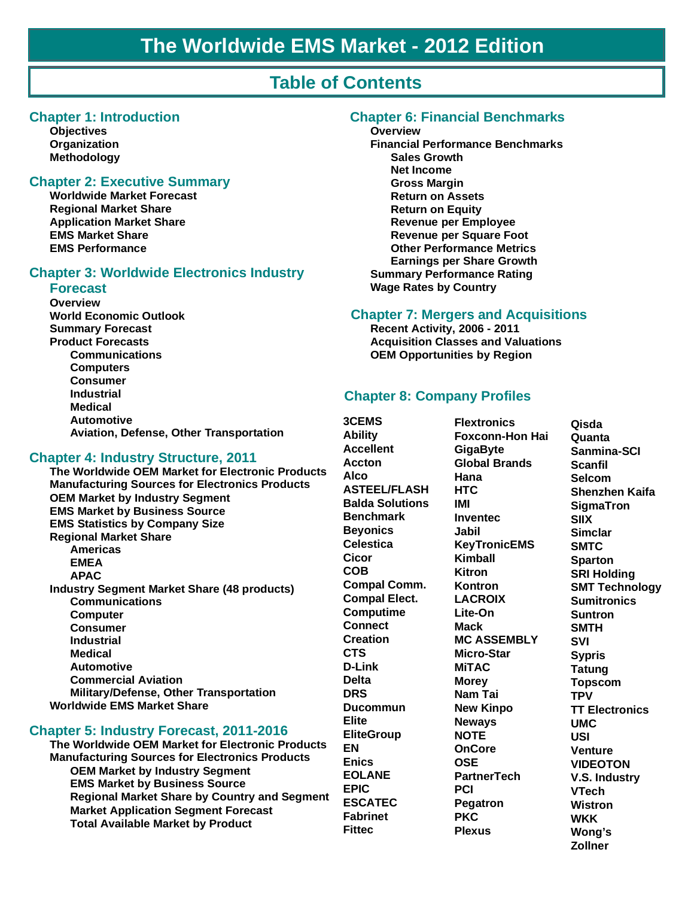# The Worldwide EMS Market - 2012 Edition

## Table of Contents

### Chapter 1: Introduction

- Objectives
- Organization
- Methodology

### Chapter 2: Executive Summary

- Worldwide Market Forecast
- Regional Market Share
- Application Market Share
- EMS Market Share
- EMS Performance

### Chapter 3: Worldwide Electronics Industry Forecast

- Overview
- World Economic Outlook
- Summary Forecast
- Product Forecasts
  - Communications
  - Computers
  - Consumer
  - Industrial
  - Medical
  - Automotive
  - Aviation, Defense, Other Transportation

### Chapter 4: Industry Structure, 2011

- The Worldwide OEM Market for Electronic Products
- Manufacturing Sources for Electronics Products
- OEM Market by Industry Segment
- EMS Market by Business Source
- EMS Statistics by Company Size
- Regional Market Share
  - Americas
  - EMEA
  - APAC
- Industry Segment Market Share (48 products)
  - Communications
  - Computer
  - Consumer
  - Industrial
  - Medical
  - Automotive
  - Commercial Aviation
  - Military/Defense, Other Transportation
- Worldwide EMS Market Share

### Chapter 5: Industry Forecast, 2011-2016

- The Worldwide OEM Market for Electronic Products
- Manufacturing Sources for Electronics Products
  - OEM Market by Industry Segment
  - EMS Market by Business Source
  - Regional Market Share by Country and Segment
  - Market Application Segment Forecast
  - Total Available Market by Product

### Chapter 6: Financial Benchmarks

- Overview
- Financial Performance Benchmarks
  - Sales Growth
  - Net Income
  - Gross Margin
  - Return on Assets
  - Return on Equity
  - Revenue per Employee
  - Revenue per Square Foot
  - Other Performance Metrics
  - Earnings per Share Growth
- Summary Performance Rating
- Wage Rates by Country

### Chapter 7: Mergers and Acquisitions

- Recent Activity, 2006 - 2011
- Acquisition Classes and Valuations
- OEM Opportunities by Region

### Chapter 8: Company Profiles

- 3CEMS
- Ability
- Accellent
- Accton
- Alco
- ASTEEL/FLASH
- Balda Solutions
- Benchmark
- Beyonics
- Celestica
- Cicor
- COB
- Compal Comm.
- Compal Elect.
- Computime
- Connect
- Creation
- CTS
- D-Link
- Delta
- DRS
- Ducommun
- Elite
- EliteGroup
- EN
- Enics
- EOLANE
- EPIC
- ESCATEC
- Fabrinet
- Fittec
- Flextronics
- Foxconn-Hon Hai
- GigaByte
- Global Brands
- Hana
- HTC
- IMI
- Inventec
- Jabil
- KeyTronicEMS
- Kimball
- Kitron
- Kontron
- LACROIX
- Lite-On
- Mack
- MC ASSEMBLY
- Micro-Star
- MiTAC
- Morey
- Nam Tai
- New Kinpo
- Neways
- NOTE
- OnCore
- OSE
- PartnerTech
- PCI
- Pegatron
- PKC
- Plexus
- Qisda
- Quanta
- Sanmina-SCI
- Scanfil
- Selcom
- Shenzhen Kaifa
- SigmaTron
- SIIX
- Simclar
- SMTC
- Sparton
- SRI Holding
- SMT Technology
- Sumitronics
- Suntron
- SMTH
- SVI
- Sypris
- Tatung
- Topscom
- TPV
- TT Electronics
- UMC
- USI
- Venture
- VIDEOTON
- V.S. Industry
- VTech
- Wistron
- WKK
- Wong's
- Zollner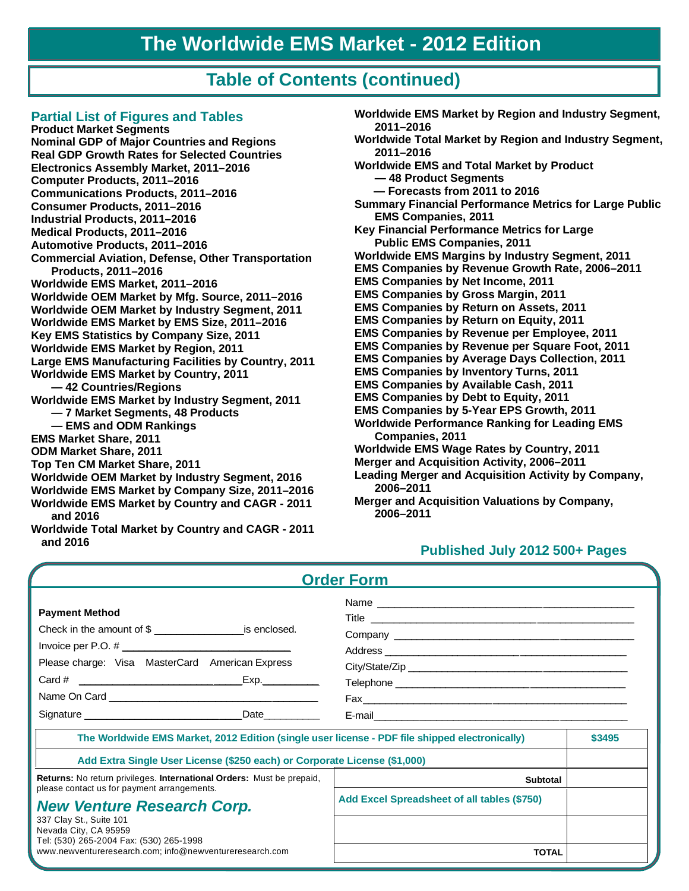# The Worldwide EMS Market - 2012 Edition

## Table of Contents (continued)

### Partial List of Figures and Tables

**Product Market Segments**
**Nominal GDP of Major Countries and Regions**
**Real GDP Growth Rates for Selected Countries**
**Electronics Assembly Market, 2011–2016**
**Computer Products, 2011–2016**
**Communications Products, 2011–2016**
**Consumer Products, 2011–2016**
**Industrial Products, 2011–2016**
**Medical Products, 2011–2016**
**Automotive Products, 2011–2016**
**Commercial Aviation, Defense, Other Transportation Products, 2011–2016**
**Worldwide EMS Market, 2011–2016**
**Worldwide OEM Market by Mfg. Source, 2011–2016**
**Worldwide OEM Market by Industry Segment, 2011**
**Worldwide EMS Market by EMS Size, 2011–2016**
**Key EMS Statistics by Company Size, 2011**
**Worldwide EMS Market by Region, 2011**
**Large EMS Manufacturing Facilities by Country, 2011**
**Worldwide EMS Market by Country, 2011**
- **— 42 Countries/Regions**

**Worldwide EMS Market by Industry Segment, 2011**
- **— 7 Market Segments, 48 Products**
- **— EMS and ODM Rankings**

**EMS Market Share, 2011**
**ODM Market Share, 2011**
**Top Ten CM Market Share, 2011**
**Worldwide OEM Market by Industry Segment, 2016**
**Worldwide EMS Market by Company Size, 2011–2016**
**Worldwide EMS Market by Country and CAGR - 2011 and 2016**
**Worldwide Total Market by Country and CAGR - 2011 and 2016**
**Worldwide EMS Market by Region and Industry Segment, 2011–2016**
**Worldwide Total Market by Region and Industry Segment, 2011–2016**
**Worldwide EMS and Total Market by Product**
- **— 48 Product Segments**
- **— Forecasts from 2011 to 2016**

**Summary Financial Performance Metrics for Large Public EMS Companies, 2011**
**Key Financial Performance Metrics for Large Public EMS Companies, 2011**
**Worldwide EMS Margins by Industry Segment, 2011**
**EMS Companies by Revenue Growth Rate, 2006–2011**
**EMS Companies by Net Income, 2011**
**EMS Companies by Gross Margin, 2011**
**EMS Companies by Return on Assets, 2011**
**EMS Companies by Return on Equity, 2011**
**EMS Companies by Revenue per Employee, 2011**
**EMS Companies by Revenue per Square Foot, 2011**
**EMS Companies by Average Days Collection, 2011**
**EMS Companies by Inventory Turns, 2011**
**EMS Companies by Available Cash, 2011**
**EMS Companies by Debt to Equity, 2011**
**EMS Companies by 5-Year EPS Growth, 2011**
**Worldwide Performance Ranking for Leading EMS Companies, 2011**
**Worldwide EMS Wage Rates by Country, 2011**
**Merger and Acquisition Activity, 2006–2011**
**Leading Merger and Acquisition Activity by Company, 2006–2011**
**Merger and Acquisition Valuations by Company, 2006–2011**

**Published July 2012 500+ Pages**

## Order Form

**Payment Method**

Check in the amount of $ ________________ is enclosed.

Invoice per P.O. # ______________________________

Please charge: Visa MasterCard American Express

Card # ____________________________ Exp. __________

Name On Card ______________________________________

Signature ____________________________ Date __________

Name ______________________________________________

Title ______________________________________________

Company ___________________________________________

Address ____________________________________________

City/State/Zip _______________________________________

Telephone __________________________________________

Fax _______________________________________________

E-mail _____________________________________________

| | |
|---|---|
| **The Worldwide EMS Market, 2012 Edition (single user license - PDF file shipped electronically)** | **$3495** |
| **Add Extra Single User License ($250 each) or Corporate License ($1,000)** | |
| **Subtotal** | |
| **Add Excel Spreadsheet of all tables ($750)** | |
| | |
| **TOTAL** | |

**Returns:** No return privileges. **International Orders:** Must be prepaid, please contact us for payment arrangements.

### *New Venture Research Corp.*

337 Clay St., Suite 101
Nevada City, CA 95959
Tel: (530) 265-2004 Fax: (530) 265-1998
www.newventureresearch.com; info@newventureresearch.com